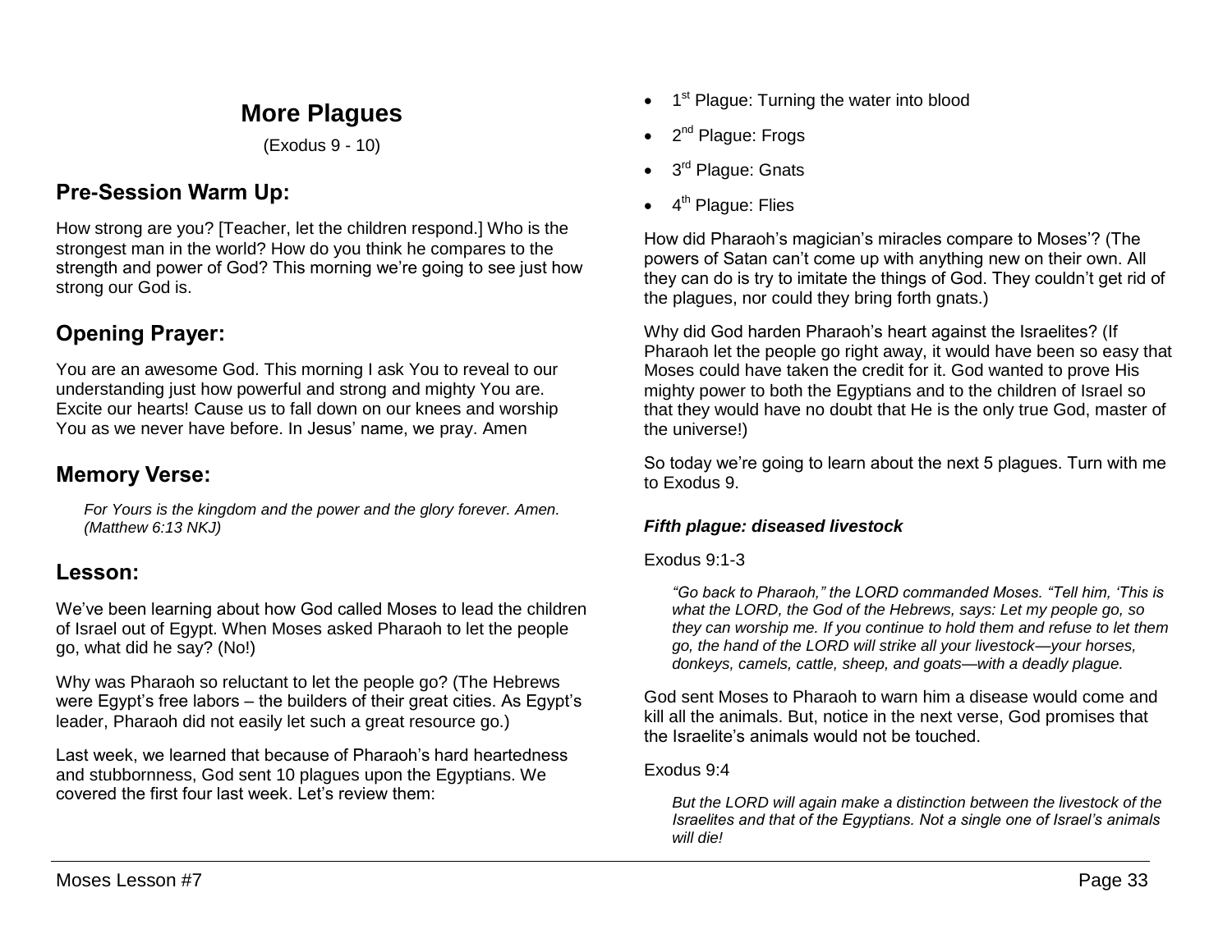# More Plagues

(Exodus 9 - 10)

## Pre-Session Warm Up:

How strong are you? [Teacher, let the children respond.] Who is the strongest man in the world? How do you think he compares to the strength and power of God? This morning we're going to see just how strong our God is.

## Opening Prayer:

You are an awesome God. This morning I ask You to reveal to our understanding just how powerful and strong and mighty You are. Excite our hearts! Cause us to fall down on our knees and worship You as we never have before. In Jesus' name, we pray. Amen

## Memory Verse:

> *For Yours is the kingdom and the power and the glory forever. Amen. (Matthew 6:13 NKJ)*

## Lesson:

We've been learning about how God called Moses to lead the children of Israel out of Egypt. When Moses asked Pharaoh to let the people go, what did he say? (No!)

Why was Pharaoh so reluctant to let the people go? (The Hebrews were Egypt's free labors – the builders of their great cities. As Egypt's leader, Pharaoh did not easily let such a great resource go.)

Last week, we learned that because of Pharaoh's hard heartedness and stubbornness, God sent 10 plagues upon the Egyptians. We covered the first four last week. Let's review them:

- 1st Plague: Turning the water into blood
- 2nd Plague: Frogs
- 3rd Plague: Gnats
- 4th Plague: Flies

How did Pharaoh's magician's miracles compare to Moses'? (The powers of Satan can't come up with anything new on their own. All they can do is try to imitate the things of God. They couldn't get rid of the plagues, nor could they bring forth gnats.)

Why did God harden Pharaoh's heart against the Israelites? (If Pharaoh let the people go right away, it would have been so easy that Moses could have taken the credit for it. God wanted to prove His mighty power to both the Egyptians and to the children of Israel so that they would have no doubt that He is the only true God, master of the universe!)

So today we're going to learn about the next 5 plagues. Turn with me to Exodus 9.

### *Fifth plague: diseased livestock*

Exodus 9:1-3

> *"Go back to Pharaoh," the LORD commanded Moses. "Tell him, 'This is what the LORD, the God of the Hebrews, says: Let my people go, so they can worship me. If you continue to hold them and refuse to let them go, the hand of the LORD will strike all your livestock—your horses, donkeys, camels, cattle, sheep, and goats—with a deadly plague.*

God sent Moses to Pharaoh to warn him a disease would come and kill all the animals. But, notice in the next verse, God promises that the Israelite's animals would not be touched.

Exodus 9:4

> *But the LORD will again make a distinction between the livestock of the Israelites and that of the Egyptians. Not a single one of Israel's animals will die!*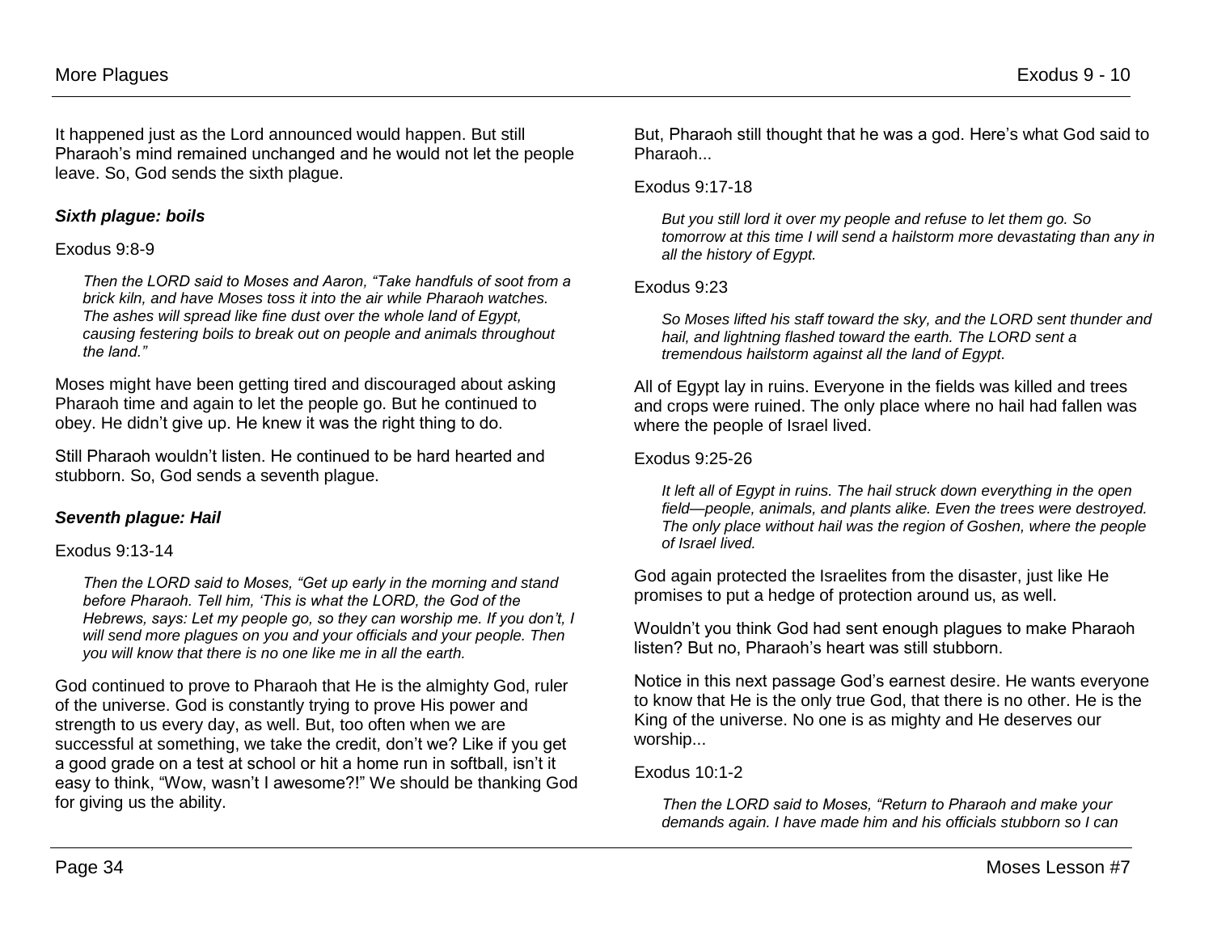It happened just as the Lord announced would happen. But still Pharaoh's mind remained unchanged and he would not let the people leave. So, God sends the sixth plague.

### ***Sixth plague: boils***

Exodus 9:8-9

> *Then the LORD said to Moses and Aaron, "Take handfuls of soot from a brick kiln, and have Moses toss it into the air while Pharaoh watches. The ashes will spread like fine dust over the whole land of Egypt, causing festering boils to break out on people and animals throughout the land."*

Moses might have been getting tired and discouraged about asking Pharaoh time and again to let the people go. But he continued to obey. He didn't give up. He knew it was the right thing to do.

Still Pharaoh wouldn't listen. He continued to be hard hearted and stubborn. So, God sends a seventh plague.

### ***Seventh plague: Hail***

Exodus 9:13-14

> *Then the LORD said to Moses, "Get up early in the morning and stand before Pharaoh. Tell him, 'This is what the LORD, the God of the Hebrews, says: Let my people go, so they can worship me. If you don't, I will send more plagues on you and your officials and your people. Then you will know that there is no one like me in all the earth.*

God continued to prove to Pharaoh that He is the almighty God, ruler of the universe. God is constantly trying to prove His power and strength to us every day, as well. But, too often when we are successful at something, we take the credit, don't we? Like if you get a good grade on a test at school or hit a home run in softball, isn't it easy to think, "Wow, wasn't I awesome?!" We should be thanking God for giving us the ability.

But, Pharaoh still thought that he was a god. Here's what God said to Pharaoh...

Exodus 9:17-18

> *But you still lord it over my people and refuse to let them go. So tomorrow at this time I will send a hailstorm more devastating than any in all the history of Egypt.*

Exodus 9:23

> *So Moses lifted his staff toward the sky, and the LORD sent thunder and hail, and lightning flashed toward the earth. The LORD sent a tremendous hailstorm against all the land of Egypt.*

All of Egypt lay in ruins. Everyone in the fields was killed and trees and crops were ruined. The only place where no hail had fallen was where the people of Israel lived.

Exodus 9:25-26

> *It left all of Egypt in ruins. The hail struck down everything in the open field—people, animals, and plants alike. Even the trees were destroyed. The only place without hail was the region of Goshen, where the people of Israel lived.*

God again protected the Israelites from the disaster, just like He promises to put a hedge of protection around us, as well.

Wouldn't you think God had sent enough plagues to make Pharaoh listen? But no, Pharaoh's heart was still stubborn.

Notice in this next passage God's earnest desire. He wants everyone to know that He is the only true God, that there is no other. He is the King of the universe. No one is as mighty and He deserves our worship...

Exodus 10:1-2

> *Then the LORD said to Moses, "Return to Pharaoh and make your demands again. I have made him and his officials stubborn so I can*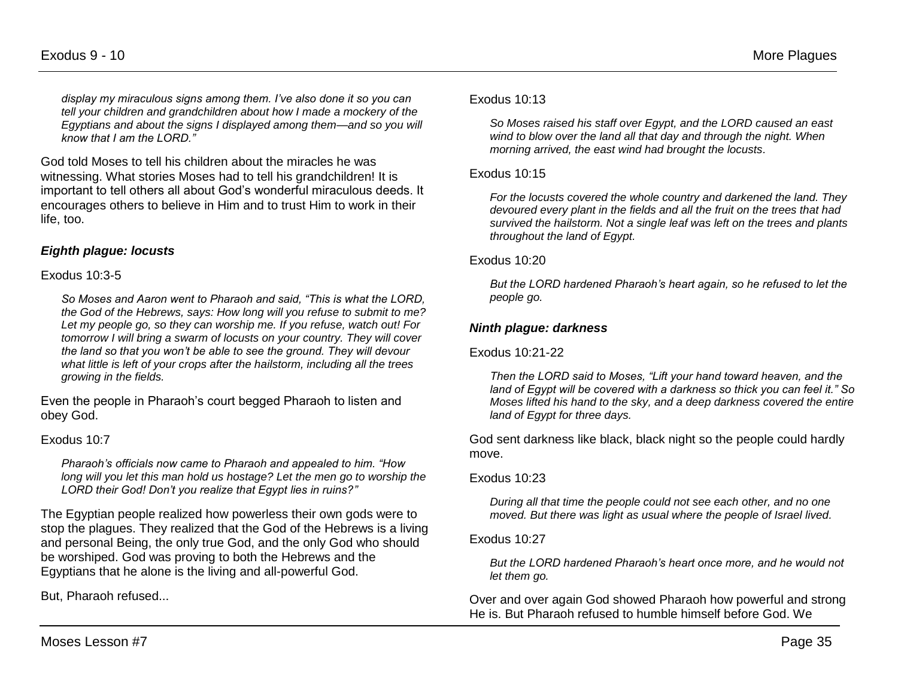*display my miraculous signs among them. I've also done it so you can tell your children and grandchildren about how I made a mockery of the Egyptians and about the signs I displayed among them—and so you will know that I am the LORD."*

God told Moses to tell his children about the miracles he was witnessing. What stories Moses had to tell his grandchildren! It is important to tell others all about God's wonderful miraculous deeds. It encourages others to believe in Him and to trust Him to work in their life, too.

### *Eighth plague: locusts*

Exodus 10:3-5

> *So Moses and Aaron went to Pharaoh and said, "This is what the LORD, the God of the Hebrews, says: How long will you refuse to submit to me? Let my people go, so they can worship me. If you refuse, watch out! For tomorrow I will bring a swarm of locusts on your country. They will cover the land so that you won't be able to see the ground. They will devour what little is left of your crops after the hailstorm, including all the trees growing in the fields.*

Even the people in Pharaoh's court begged Pharaoh to listen and obey God.

Exodus 10:7

> *Pharaoh's officials now came to Pharaoh and appealed to him. "How long will you let this man hold us hostage? Let the men go to worship the LORD their God! Don't you realize that Egypt lies in ruins?"*

The Egyptian people realized how powerless their own gods were to stop the plagues. They realized that the God of the Hebrews is a living and personal Being, the only true God, and the only God who should be worshiped. God was proving to both the Hebrews and the Egyptians that he alone is the living and all-powerful God.

But, Pharaoh refused...

Exodus 10:13

> *So Moses raised his staff over Egypt, and the LORD caused an east wind to blow over the land all that day and through the night. When morning arrived, the east wind had brought the locusts.*

Exodus 10:15

> *For the locusts covered the whole country and darkened the land. They devoured every plant in the fields and all the fruit on the trees that had survived the hailstorm. Not a single leaf was left on the trees and plants throughout the land of Egypt.*

Exodus 10:20

> *But the LORD hardened Pharaoh's heart again, so he refused to let the people go.*

### *Ninth plague: darkness*

Exodus 10:21-22

> *Then the LORD said to Moses, "Lift your hand toward heaven, and the land of Egypt will be covered with a darkness so thick you can feel it." So Moses lifted his hand to the sky, and a deep darkness covered the entire land of Egypt for three days.*

God sent darkness like black, black night so the people could hardly move.

Exodus 10:23

> *During all that time the people could not see each other, and no one moved. But there was light as usual where the people of Israel lived.*

Exodus 10:27

> *But the LORD hardened Pharaoh's heart once more, and he would not let them go.*

Over and over again God showed Pharaoh how powerful and strong He is. But Pharaoh refused to humble himself before God. We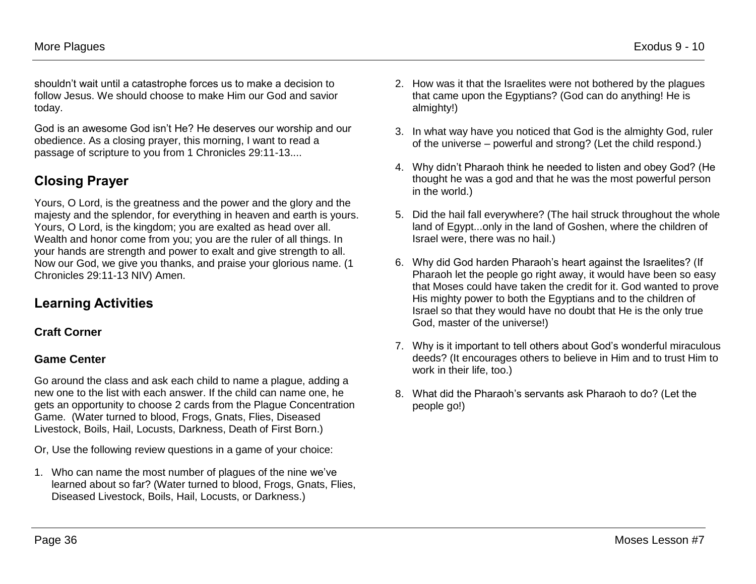shouldn't wait until a catastrophe forces us to make a decision to follow Jesus. We should choose to make Him our God and savior today.

God is an awesome God isn't He? He deserves our worship and our obedience. As a closing prayer, this morning, I want to read a passage of scripture to you from 1 Chronicles 29:11-13....

## Closing Prayer

Yours, O Lord, is the greatness and the power and the glory and the majesty and the splendor, for everything in heaven and earth is yours. Yours, O Lord, is the kingdom; you are exalted as head over all. Wealth and honor come from you; you are the ruler of all things. In your hands are strength and power to exalt and give strength to all. Now our God, we give you thanks, and praise your glorious name. (1 Chronicles 29:11-13 NIV) Amen.

## Learning Activities

### Craft Corner

### Game Center

Go around the class and ask each child to name a plague, adding a new one to the list with each answer. If the child can name one, he gets an opportunity to choose 2 cards from the Plague Concentration Game. (Water turned to blood, Frogs, Gnats, Flies, Diseased Livestock, Boils, Hail, Locusts, Darkness, Death of First Born.)

Or, Use the following review questions in a game of your choice:

1. Who can name the most number of plagues of the nine we've learned about so far? (Water turned to blood, Frogs, Gnats, Flies, Diseased Livestock, Boils, Hail, Locusts, or Darkness.)
2. How was it that the Israelites were not bothered by the plagues that came upon the Egyptians? (God can do anything! He is almighty!)
3. In what way have you noticed that God is the almighty God, ruler of the universe – powerful and strong? (Let the child respond.)
4. Why didn't Pharaoh think he needed to listen and obey God? (He thought he was a god and that he was the most powerful person in the world.)
5. Did the hail fall everywhere? (The hail struck throughout the whole land of Egypt...only in the land of Goshen, where the children of Israel were, there was no hail.)
6. Why did God harden Pharaoh's heart against the Israelites? (If Pharaoh let the people go right away, it would have been so easy that Moses could have taken the credit for it. God wanted to prove His mighty power to both the Egyptians and to the children of Israel so that they would have no doubt that He is the only true God, master of the universe!)
7. Why is it important to tell others about God's wonderful miraculous deeds? (It encourages others to believe in Him and to trust Him to work in their life, too.)
8. What did the Pharaoh's servants ask Pharaoh to do? (Let the people go!)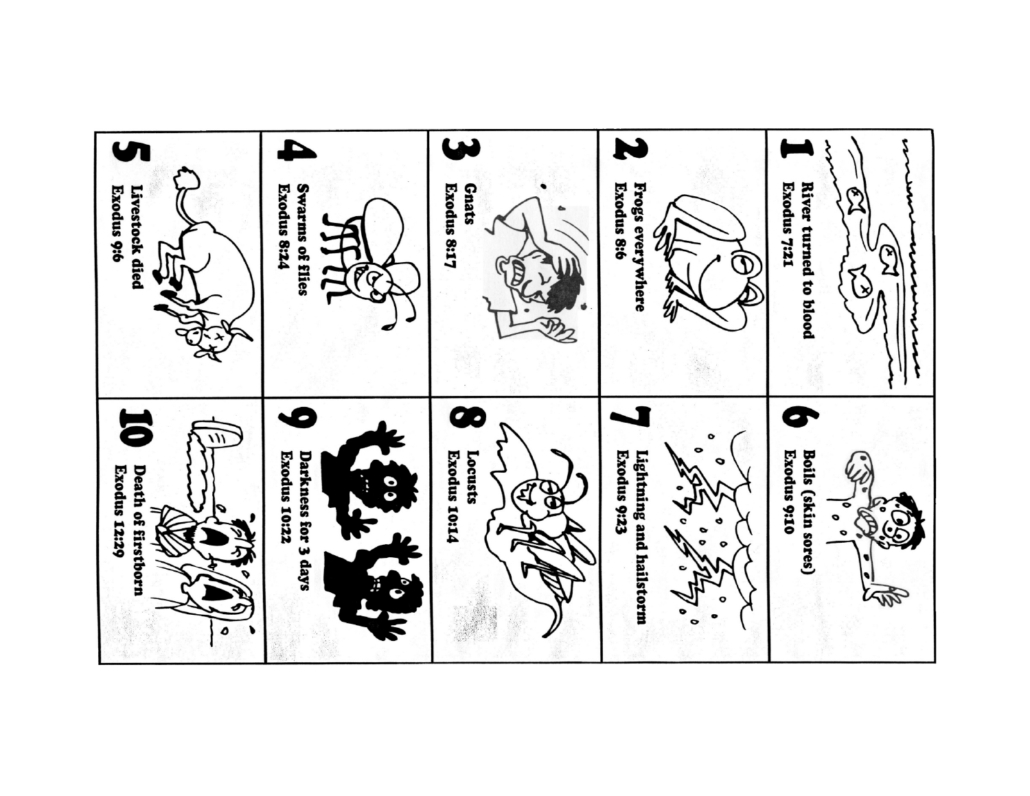1
River turned to blood
Exodus 7:21

2
Frogs everywhere
Exodus 8:6

3
Gnats
Exodus 8:17

4
Swarms of flies
Exodus 8:24

5
Livestock died
Exodus 9:6

6
Boils (skin sores)
Exodus 9:10

7
Lightning and hailstorm
Exodus 9:23

8
Locusts
Exodus 10:14

9
Darkness for 3 days
Exodus 10:22

10
Death of firstborn
Exodus 12:29